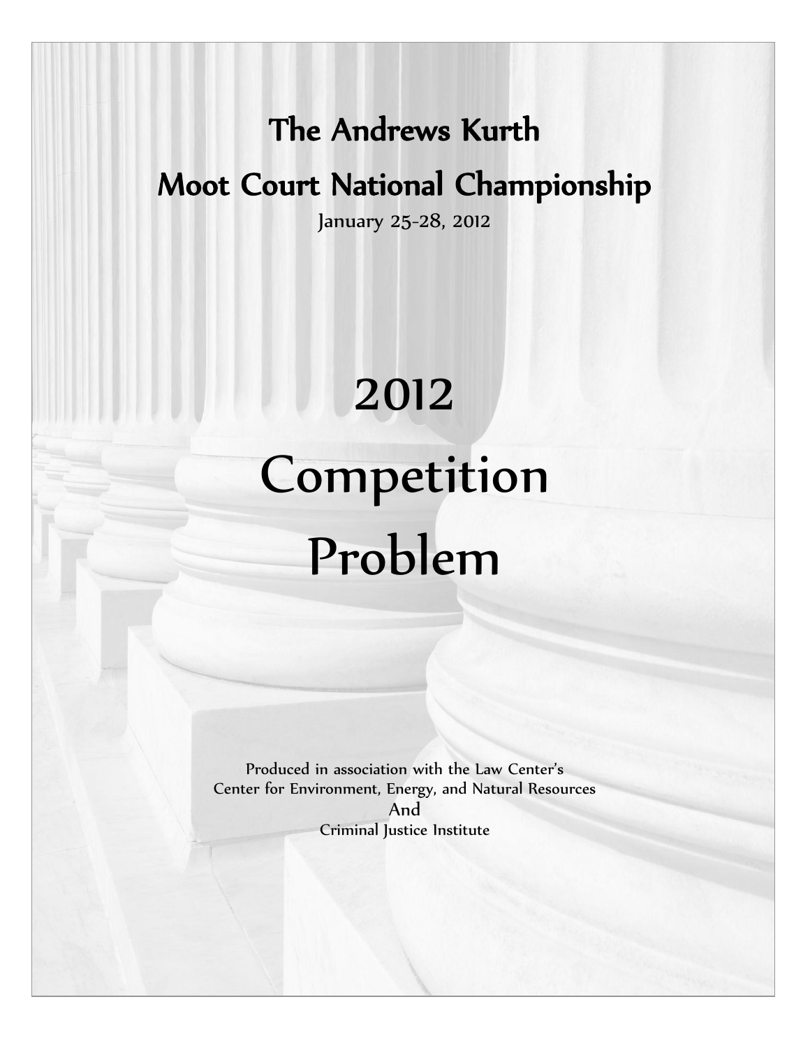# The Andrews Kurth

# Moot Court National Championship

January 25-28, 2012

# 2012

# Competition

# Problem

Produced in association with the Law Center's
Center for Environment, Energy, and Natural Resources
And
Criminal Justice Institute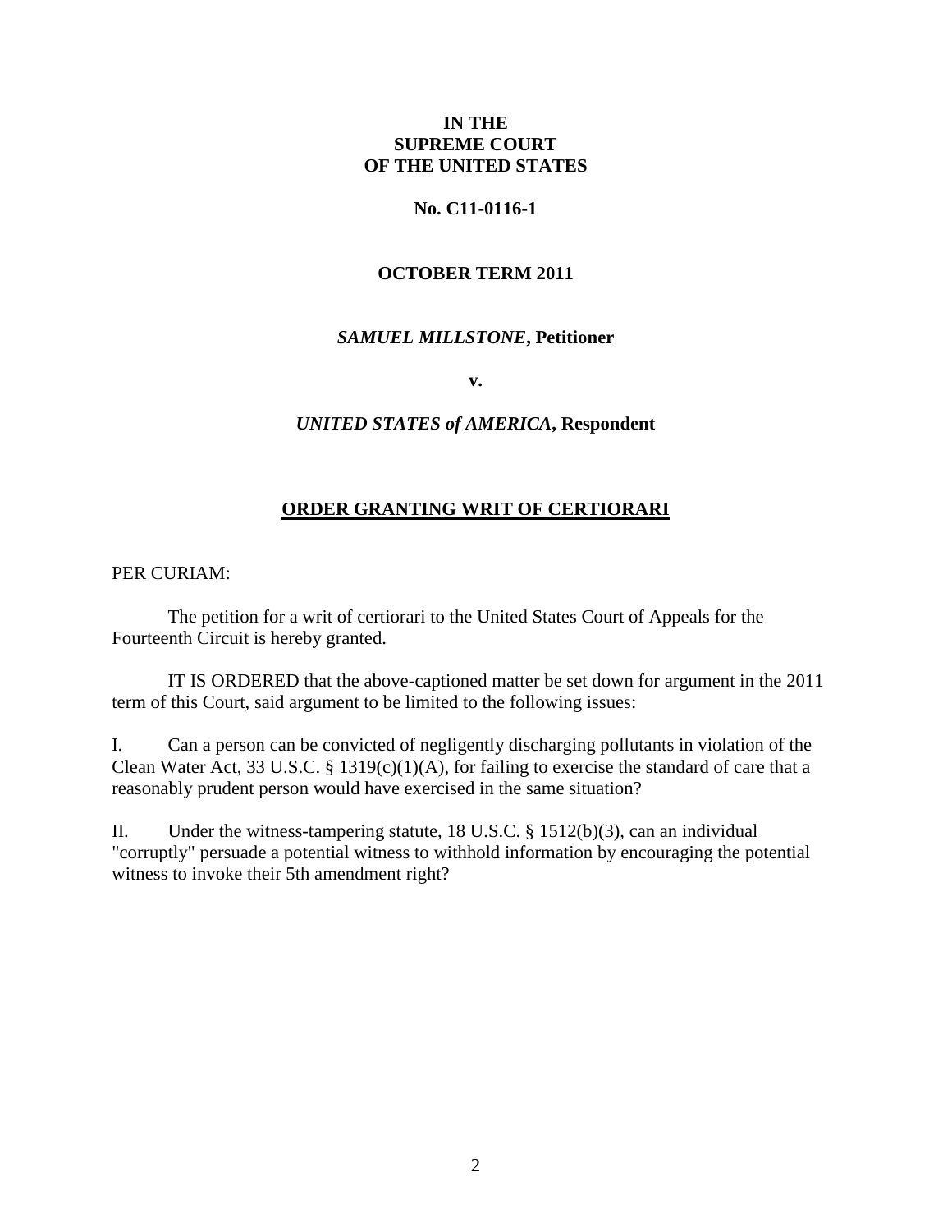**IN THE**
**SUPREME COURT**
**OF THE UNITED STATES**

**No. C11-0116-1**

**OCTOBER TERM 2011**

***SAMUEL MILLSTONE*, Petitioner**

**v.**

***UNITED STATES of AMERICA*, Respondent**

## **ORDER GRANTING WRIT OF CERTIORARI**

PER CURIAM:

The petition for a writ of certiorari to the United States Court of Appeals for the Fourteenth Circuit is hereby granted.

IT IS ORDERED that the above-captioned matter be set down for argument in the 2011 term of this Court, said argument to be limited to the following issues:

I. Can a person can be convicted of negligently discharging pollutants in violation of the Clean Water Act, 33 U.S.C. § 1319(c)(1)(A), for failing to exercise the standard of care that a reasonably prudent person would have exercised in the same situation?

II. Under the witness-tampering statute, 18 U.S.C. § 1512(b)(3), can an individual "corruptly" persuade a potential witness to withhold information by encouraging the potential witness to invoke their 5th amendment right?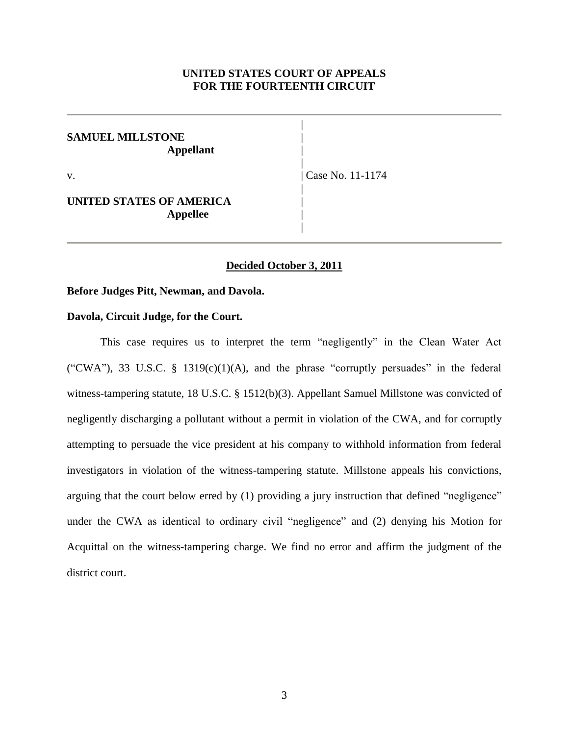**UNITED STATES COURT OF APPEALS**
**FOR THE FOURTEENTH CIRCUIT**

---

| | |
|---|---|
| **SAMUEL MILLSTONE** **Appellant** | |
| v. | Case No. 11-1174 |
| **UNITED STATES OF AMERICA** **Appellee** | |

---

**Decided October 3, 2011**

**Before Judges Pitt, Newman, and Davola.**

**Davola, Circuit Judge, for the Court.**

This case requires us to interpret the term "negligently" in the Clean Water Act ("CWA"), 33 U.S.C. § 1319(c)(1)(A), and the phrase "corruptly persuades" in the federal witness-tampering statute, 18 U.S.C. § 1512(b)(3). Appellant Samuel Millstone was convicted of negligently discharging a pollutant without a permit in violation of the CWA, and for corruptly attempting to persuade the vice president at his company to withhold information from federal investigators in violation of the witness-tampering statute. Millstone appeals his convictions, arguing that the court below erred by (1) providing a jury instruction that defined "negligence" under the CWA as identical to ordinary civil "negligence" and (2) denying his Motion for Acquittal on the witness-tampering charge. We find no error and affirm the judgment of the district court.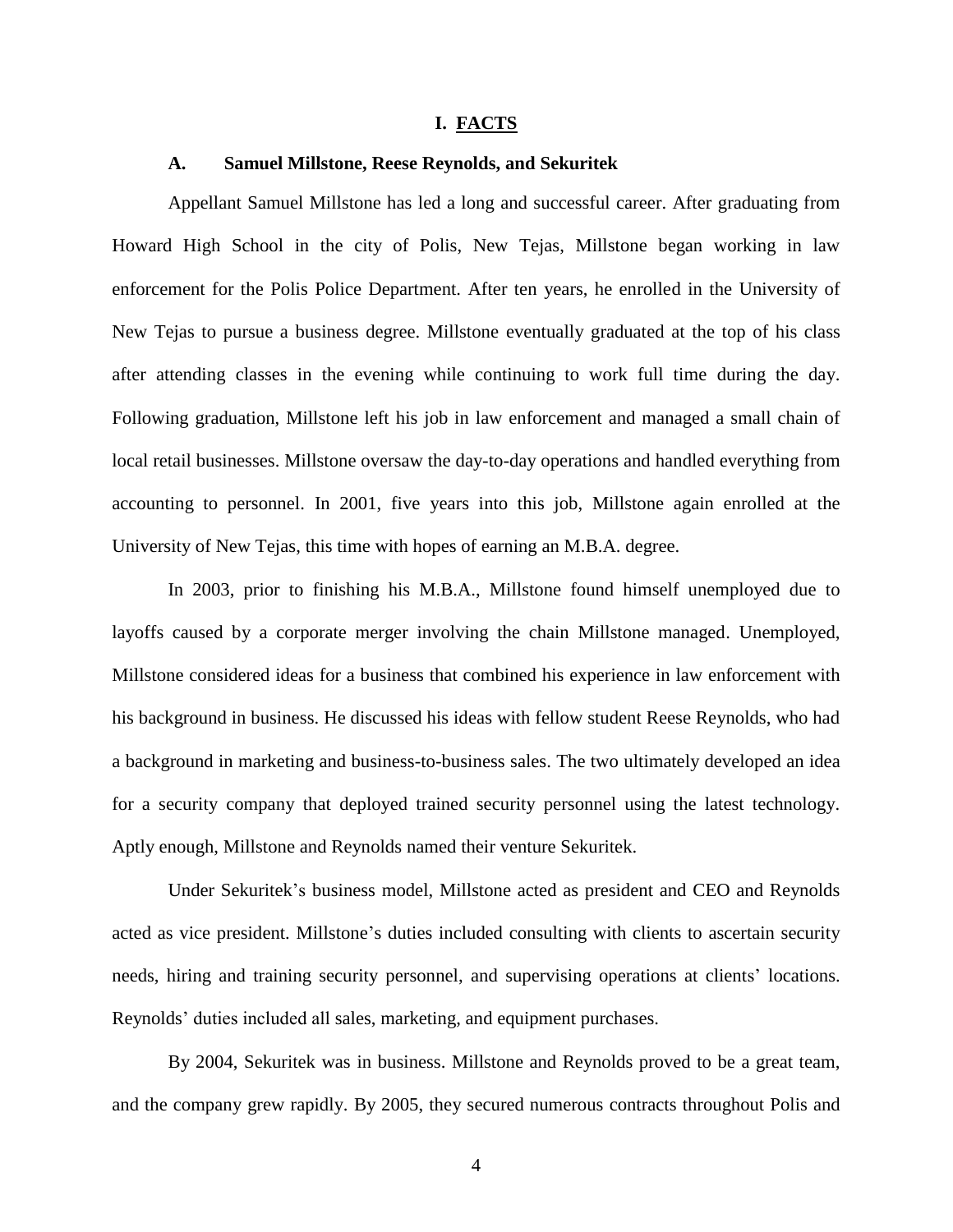# I. FACTS

## A. Samuel Millstone, Reese Reynolds, and Sekuritek

Appellant Samuel Millstone has led a long and successful career. After graduating from Howard High School in the city of Polis, New Tejas, Millstone began working in law enforcement for the Polis Police Department. After ten years, he enrolled in the University of New Tejas to pursue a business degree. Millstone eventually graduated at the top of his class after attending classes in the evening while continuing to work full time during the day. Following graduation, Millstone left his job in law enforcement and managed a small chain of local retail businesses. Millstone oversaw the day-to-day operations and handled everything from accounting to personnel. In 2001, five years into this job, Millstone again enrolled at the University of New Tejas, this time with hopes of earning an M.B.A. degree.

In 2003, prior to finishing his M.B.A., Millstone found himself unemployed due to layoffs caused by a corporate merger involving the chain Millstone managed. Unemployed, Millstone considered ideas for a business that combined his experience in law enforcement with his background in business. He discussed his ideas with fellow student Reese Reynolds, who had a background in marketing and business-to-business sales. The two ultimately developed an idea for a security company that deployed trained security personnel using the latest technology. Aptly enough, Millstone and Reynolds named their venture Sekuritek.

Under Sekuritek's business model, Millstone acted as president and CEO and Reynolds acted as vice president. Millstone's duties included consulting with clients to ascertain security needs, hiring and training security personnel, and supervising operations at clients' locations. Reynolds' duties included all sales, marketing, and equipment purchases.

By 2004, Sekuritek was in business. Millstone and Reynolds proved to be a great team, and the company grew rapidly. By 2005, they secured numerous contracts throughout Polis and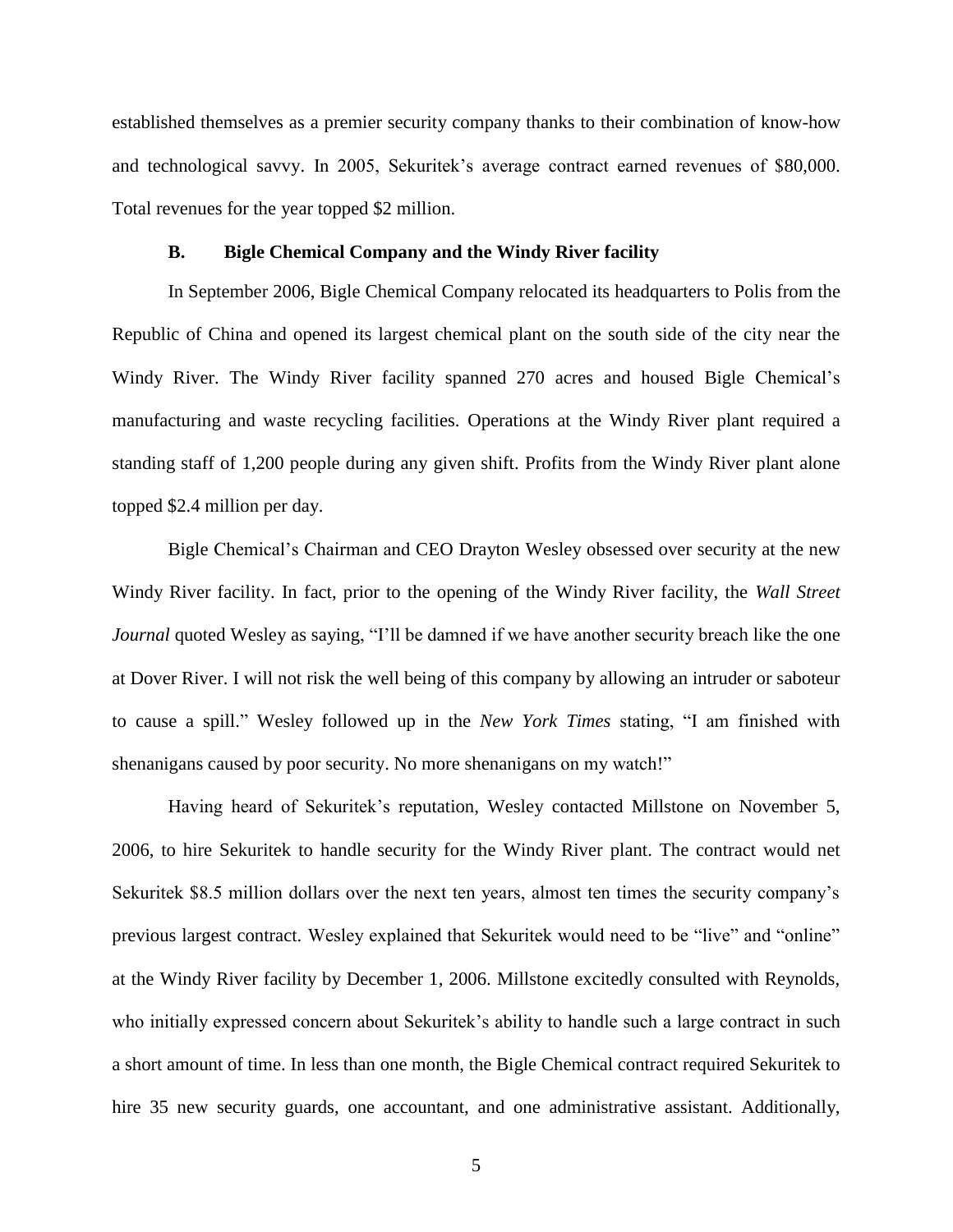established themselves as a premier security company thanks to their combination of know-how and technological savvy. In 2005, Sekuritek's average contract earned revenues of $80,000. Total revenues for the year topped $2 million.

### B. Bigle Chemical Company and the Windy River facility

In September 2006, Bigle Chemical Company relocated its headquarters to Polis from the Republic of China and opened its largest chemical plant on the south side of the city near the Windy River. The Windy River facility spanned 270 acres and housed Bigle Chemical's manufacturing and waste recycling facilities. Operations at the Windy River plant required a standing staff of 1,200 people during any given shift. Profits from the Windy River plant alone topped $2.4 million per day.

Bigle Chemical's Chairman and CEO Drayton Wesley obsessed over security at the new Windy River facility. In fact, prior to the opening of the Windy River facility, the *Wall Street Journal* quoted Wesley as saying, "I'll be damned if we have another security breach like the one at Dover River. I will not risk the well being of this company by allowing an intruder or saboteur to cause a spill." Wesley followed up in the *New York Times* stating, "I am finished with shenanigans caused by poor security. No more shenanigans on my watch!"

Having heard of Sekuritek's reputation, Wesley contacted Millstone on November 5, 2006, to hire Sekuritek to handle security for the Windy River plant. The contract would net Sekuritek $8.5 million dollars over the next ten years, almost ten times the security company's previous largest contract. Wesley explained that Sekuritek would need to be "live" and "online" at the Windy River facility by December 1, 2006. Millstone excitedly consulted with Reynolds, who initially expressed concern about Sekuritek's ability to handle such a large contract in such a short amount of time. In less than one month, the Bigle Chemical contract required Sekuritek to hire 35 new security guards, one accountant, and one administrative assistant. Additionally,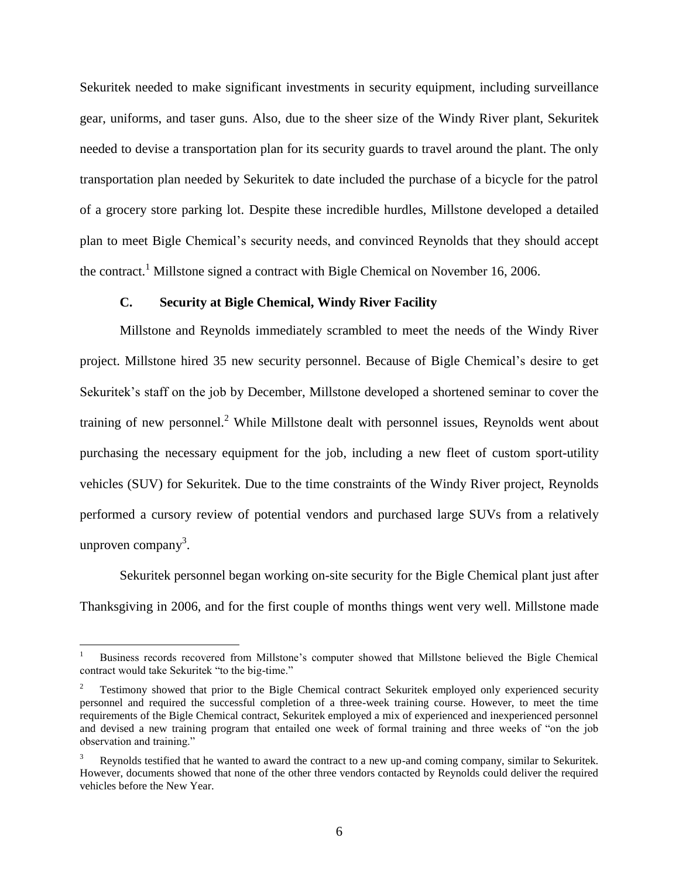Sekuritek needed to make significant investments in security equipment, including surveillance gear, uniforms, and taser guns. Also, due to the sheer size of the Windy River plant, Sekuritek needed to devise a transportation plan for its security guards to travel around the plant. The only transportation plan needed by Sekuritek to date included the purchase of a bicycle for the patrol of a grocery store parking lot. Despite these incredible hurdles, Millstone developed a detailed plan to meet Bigle Chemical's security needs, and convinced Reynolds that they should accept the contract.[1] Millstone signed a contract with Bigle Chemical on November 16, 2006.

### C. Security at Bigle Chemical, Windy River Facility

Millstone and Reynolds immediately scrambled to meet the needs of the Windy River project. Millstone hired 35 new security personnel. Because of Bigle Chemical's desire to get Sekuritek's staff on the job by December, Millstone developed a shortened seminar to cover the training of new personnel.[2] While Millstone dealt with personnel issues, Reynolds went about purchasing the necessary equipment for the job, including a new fleet of custom sport-utility vehicles (SUV) for Sekuritek. Due to the time constraints of the Windy River project, Reynolds performed a cursory review of potential vendors and purchased large SUVs from a relatively unproven company[3].

Sekuritek personnel began working on-site security for the Bigle Chemical plant just after Thanksgiving in 2006, and for the first couple of months things went very well. Millstone made

---

[1] Business records recovered from Millstone's computer showed that Millstone believed the Bigle Chemical contract would take Sekuritek "to the big-time."

[2] Testimony showed that prior to the Bigle Chemical contract Sekuritek employed only experienced security personnel and required the successful completion of a three-week training course. However, to meet the time requirements of the Bigle Chemical contract, Sekuritek employed a mix of experienced and inexperienced personnel and devised a new training program that entailed one week of formal training and three weeks of "on the job observation and training."

[3] Reynolds testified that he wanted to award the contract to a new up-and coming company, similar to Sekuritek. However, documents showed that none of the other three vendors contacted by Reynolds could deliver the required vehicles before the New Year.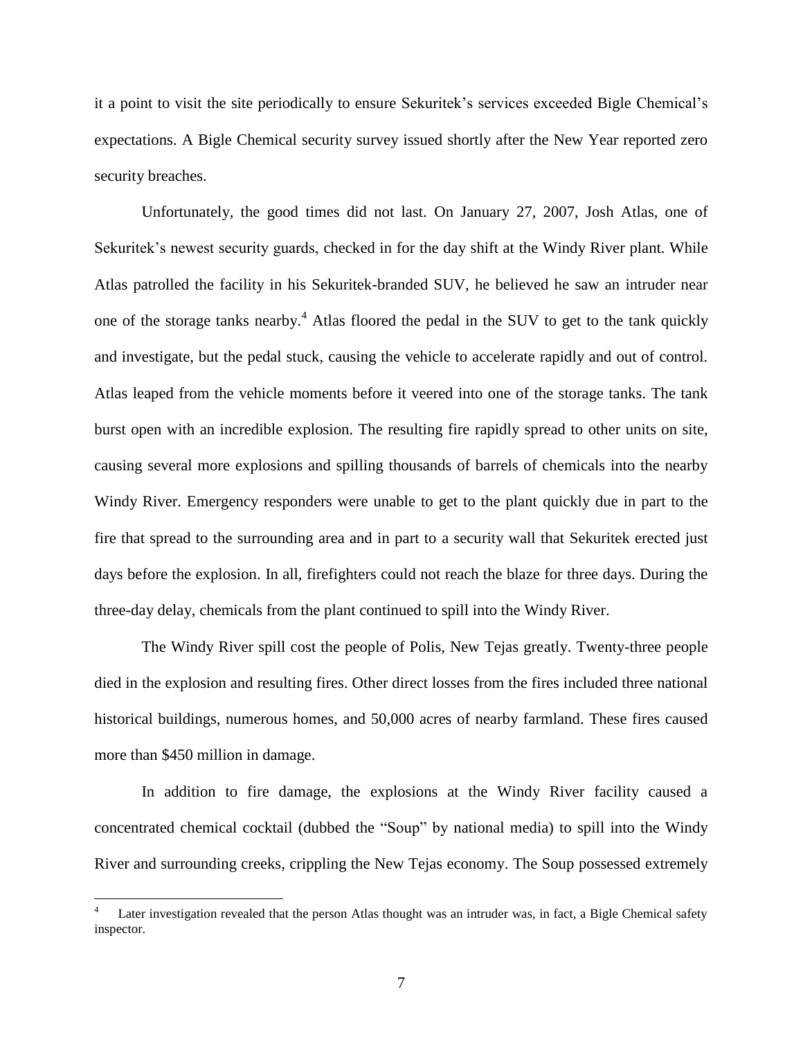it a point to visit the site periodically to ensure Sekuritek's services exceeded Bigle Chemical's expectations. A Bigle Chemical security survey issued shortly after the New Year reported zero security breaches.

Unfortunately, the good times did not last. On January 27, 2007, Josh Atlas, one of Sekuritek's newest security guards, checked in for the day shift at the Windy River plant. While Atlas patrolled the facility in his Sekuritek-branded SUV, he believed he saw an intruder near one of the storage tanks nearby.[4] Atlas floored the pedal in the SUV to get to the tank quickly and investigate, but the pedal stuck, causing the vehicle to accelerate rapidly and out of control. Atlas leaped from the vehicle moments before it veered into one of the storage tanks. The tank burst open with an incredible explosion. The resulting fire rapidly spread to other units on site, causing several more explosions and spilling thousands of barrels of chemicals into the nearby Windy River. Emergency responders were unable to get to the plant quickly due in part to the fire that spread to the surrounding area and in part to a security wall that Sekuritek erected just days before the explosion. In all, firefighters could not reach the blaze for three days. During the three-day delay, chemicals from the plant continued to spill into the Windy River.

The Windy River spill cost the people of Polis, New Tejas greatly. Twenty-three people died in the explosion and resulting fires. Other direct losses from the fires included three national historical buildings, numerous homes, and 50,000 acres of nearby farmland. These fires caused more than $450 million in damage.

In addition to fire damage, the explosions at the Windy River facility caused a concentrated chemical cocktail (dubbed the "Soup" by national media) to spill into the Windy River and surrounding creeks, crippling the New Tejas economy. The Soup possessed extremely

---

[4] Later investigation revealed that the person Atlas thought was an intruder was, in fact, a Bigle Chemical safety inspector.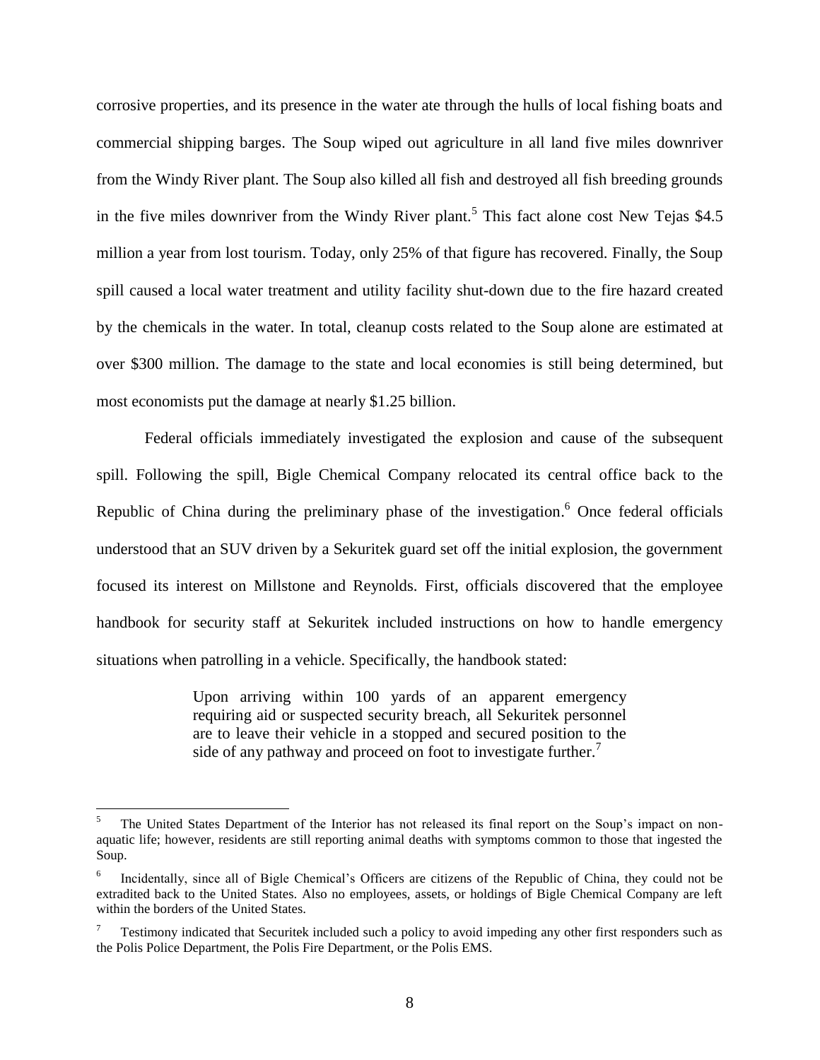corrosive properties, and its presence in the water ate through the hulls of local fishing boats and commercial shipping barges. The Soup wiped out agriculture in all land five miles downriver from the Windy River plant. The Soup also killed all fish and destroyed all fish breeding grounds in the five miles downriver from the Windy River plant.[5] This fact alone cost New Tejas $4.5 million a year from lost tourism. Today, only 25% of that figure has recovered. Finally, the Soup spill caused a local water treatment and utility facility shut-down due to the fire hazard created by the chemicals in the water. In total, cleanup costs related to the Soup alone are estimated at over $300 million. The damage to the state and local economies is still being determined, but most economists put the damage at nearly $1.25 billion.

Federal officials immediately investigated the explosion and cause of the subsequent spill. Following the spill, Bigle Chemical Company relocated its central office back to the Republic of China during the preliminary phase of the investigation.[6] Once federal officials understood that an SUV driven by a Sekuritek guard set off the initial explosion, the government focused its interest on Millstone and Reynolds. First, officials discovered that the employee handbook for security staff at Sekuritek included instructions on how to handle emergency situations when patrolling in a vehicle. Specifically, the handbook stated:

> Upon arriving within 100 yards of an apparent emergency requiring aid or suspected security breach, all Sekuritek personnel are to leave their vehicle in a stopped and secured position to the side of any pathway and proceed on foot to investigate further.[7]

---

[5] The United States Department of the Interior has not released its final report on the Soup's impact on non-aquatic life; however, residents are still reporting animal deaths with symptoms common to those that ingested the Soup.

[6] Incidentally, since all of Bigle Chemical's Officers are citizens of the Republic of China, they could not be extradited back to the United States. Also no employees, assets, or holdings of Bigle Chemical Company are left within the borders of the United States.

[7] Testimony indicated that Securitek included such a policy to avoid impeding any other first responders such as the Polis Police Department, the Polis Fire Department, or the Polis EMS.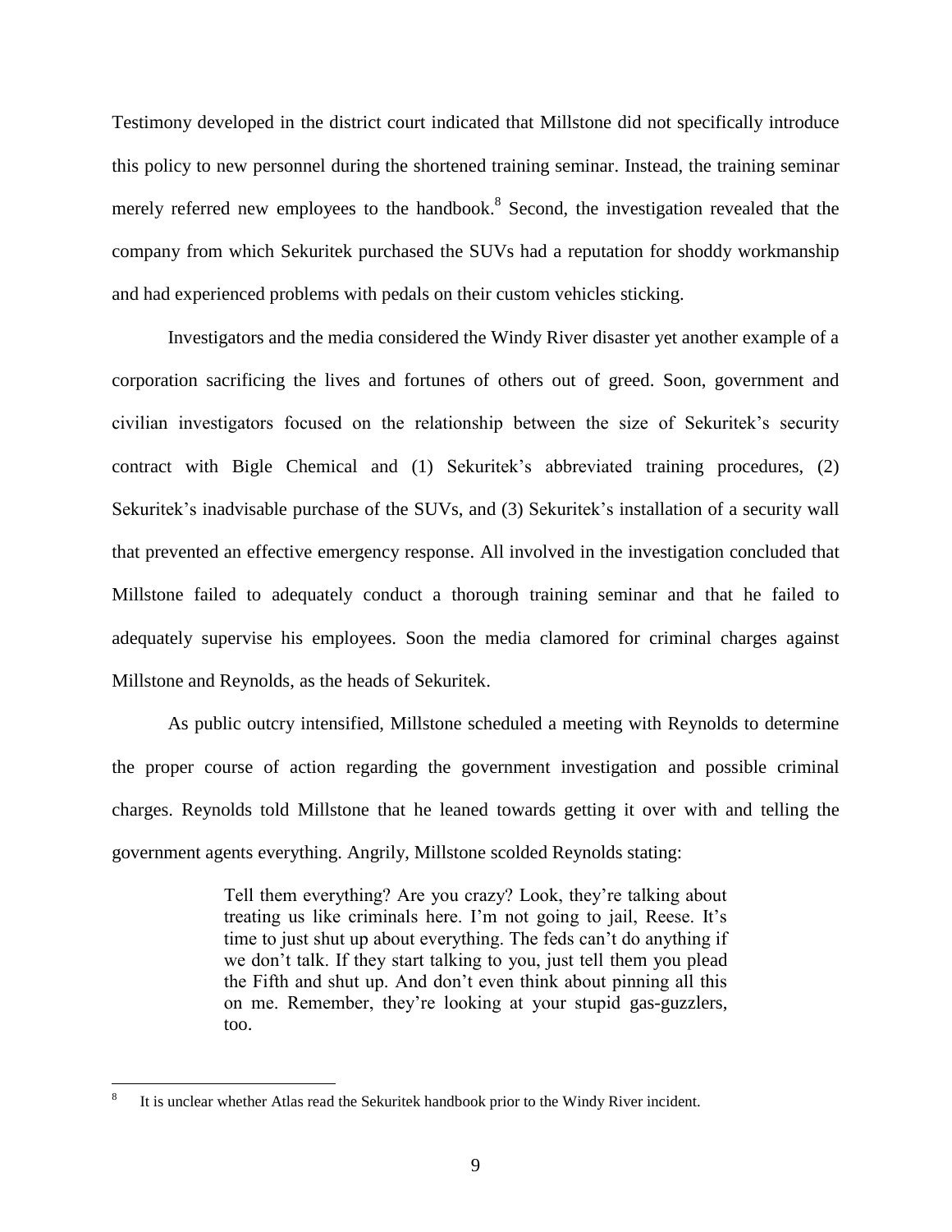Testimony developed in the district court indicated that Millstone did not specifically introduce this policy to new personnel during the shortened training seminar. Instead, the training seminar merely referred new employees to the handbook.[8] Second, the investigation revealed that the company from which Sekuritek purchased the SUVs had a reputation for shoddy workmanship and had experienced problems with pedals on their custom vehicles sticking.

Investigators and the media considered the Windy River disaster yet another example of a corporation sacrificing the lives and fortunes of others out of greed. Soon, government and civilian investigators focused on the relationship between the size of Sekuritek's security contract with Bigle Chemical and (1) Sekuritek's abbreviated training procedures, (2) Sekuritek's inadvisable purchase of the SUVs, and (3) Sekuritek's installation of a security wall that prevented an effective emergency response. All involved in the investigation concluded that Millstone failed to adequately conduct a thorough training seminar and that he failed to adequately supervise his employees. Soon the media clamored for criminal charges against Millstone and Reynolds, as the heads of Sekuritek.

As public outcry intensified, Millstone scheduled a meeting with Reynolds to determine the proper course of action regarding the government investigation and possible criminal charges. Reynolds told Millstone that he leaned towards getting it over with and telling the government agents everything. Angrily, Millstone scolded Reynolds stating:

> Tell them everything? Are you crazy? Look, they're talking about treating us like criminals here. I'm not going to jail, Reese. It's time to just shut up about everything. The feds can't do anything if we don't talk. If they start talking to you, just tell them you plead the Fifth and shut up. And don't even think about pinning all this on me. Remember, they're looking at your stupid gas-guzzlers, too.

[8] It is unclear whether Atlas read the Sekuritek handbook prior to the Windy River incident.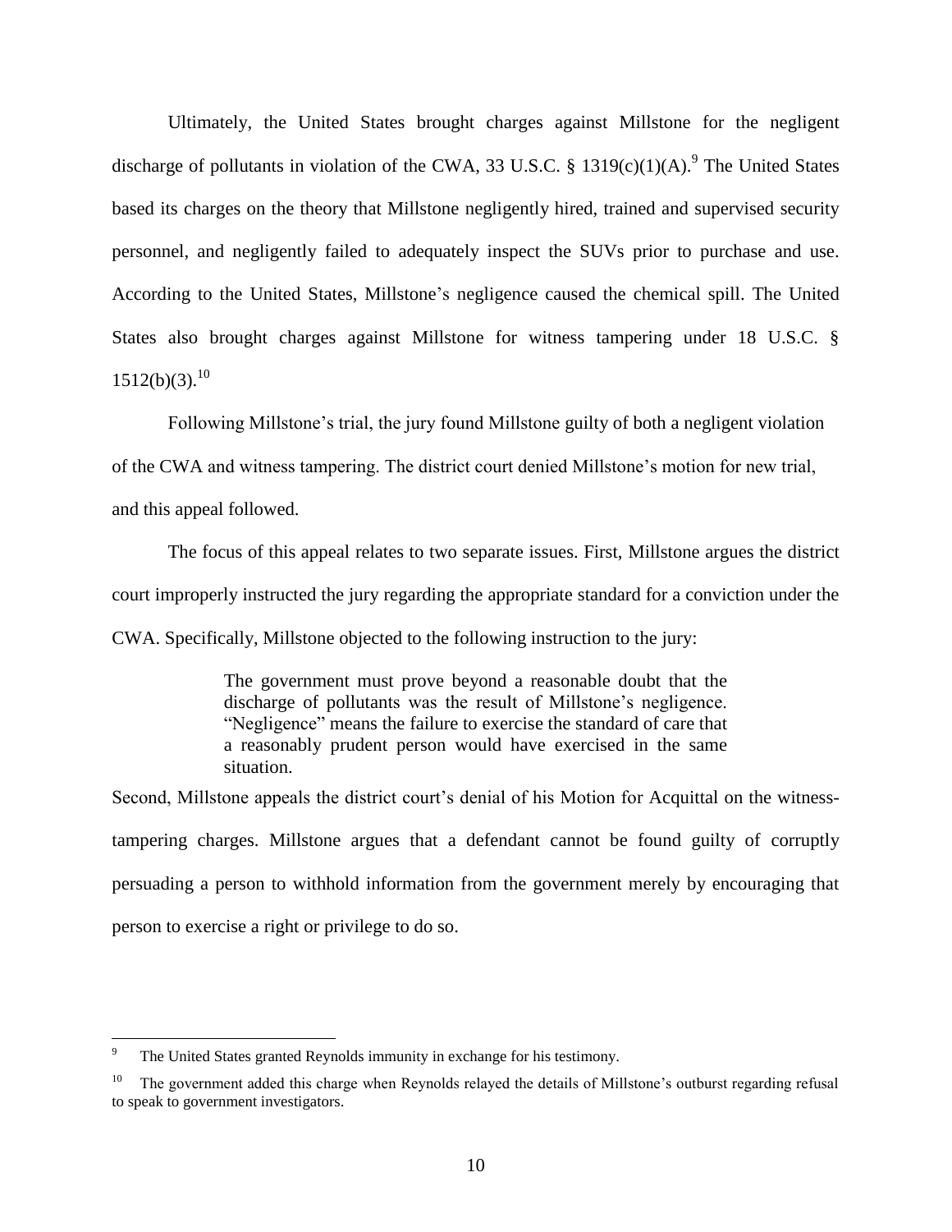Ultimately, the United States brought charges against Millstone for the negligent discharge of pollutants in violation of the CWA, 33 U.S.C. § 1319(c)(1)(A).[9] The United States based its charges on the theory that Millstone negligently hired, trained and supervised security personnel, and negligently failed to adequately inspect the SUVs prior to purchase and use. According to the United States, Millstone's negligence caused the chemical spill. The United States also brought charges against Millstone for witness tampering under 18 U.S.C. § 1512(b)(3).[10]

Following Millstone's trial, the jury found Millstone guilty of both a negligent violation of the CWA and witness tampering. The district court denied Millstone's motion for new trial, and this appeal followed.

The focus of this appeal relates to two separate issues. First, Millstone argues the district court improperly instructed the jury regarding the appropriate standard for a conviction under the CWA. Specifically, Millstone objected to the following instruction to the jury:

> The government must prove beyond a reasonable doubt that the discharge of pollutants was the result of Millstone's negligence. "Negligence" means the failure to exercise the standard of care that a reasonably prudent person would have exercised in the same situation.

Second, Millstone appeals the district court's denial of his Motion for Acquittal on the witness-tampering charges. Millstone argues that a defendant cannot be found guilty of corruptly persuading a person to withhold information from the government merely by encouraging that person to exercise a right or privilege to do so.

---

[9] The United States granted Reynolds immunity in exchange for his testimony.

[10] The government added this charge when Reynolds relayed the details of Millstone's outburst regarding refusal to speak to government investigators.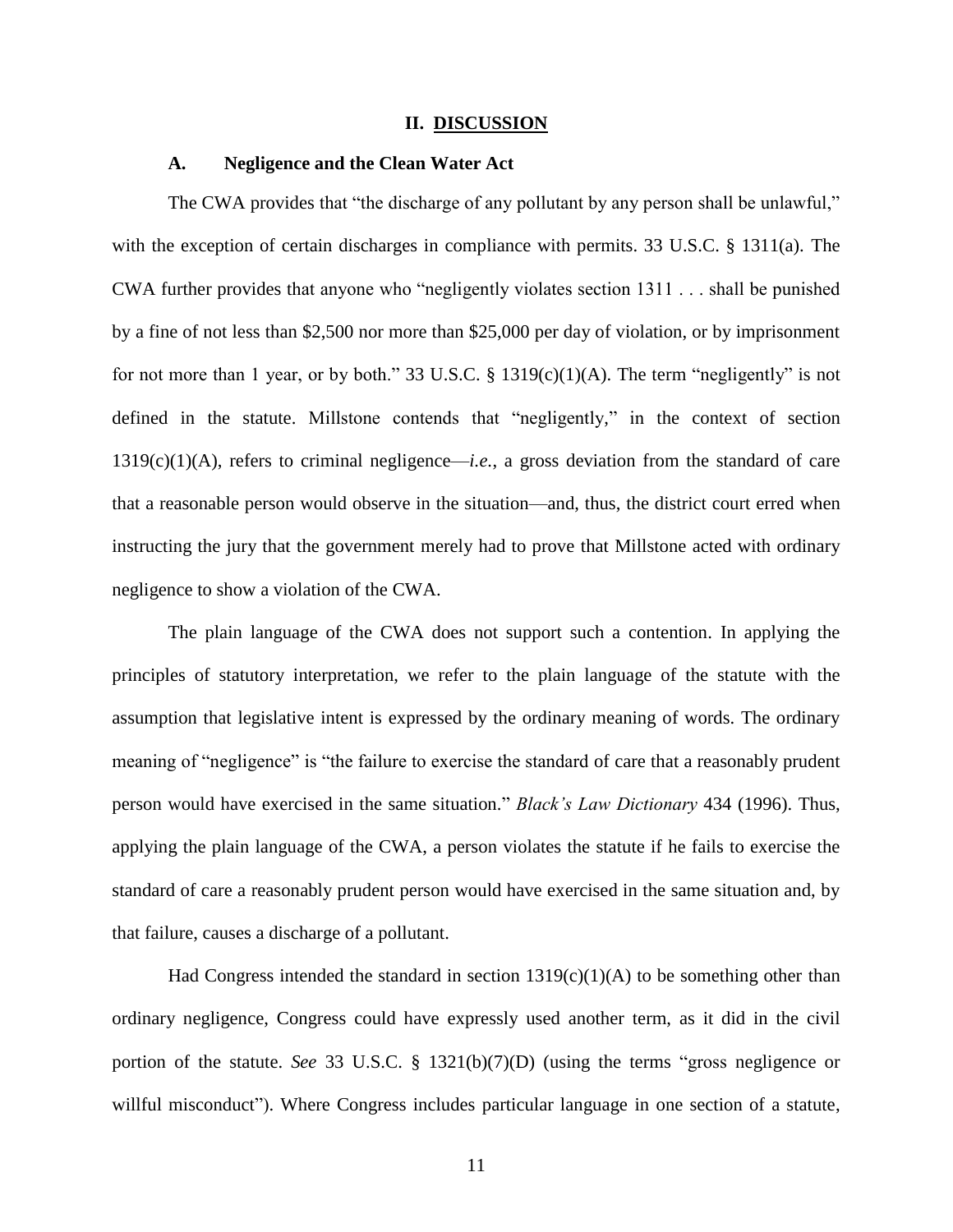## II. DISCUSSION

### A. Negligence and the Clean Water Act

The CWA provides that "the discharge of any pollutant by any person shall be unlawful," with the exception of certain discharges in compliance with permits. 33 U.S.C. § 1311(a). The CWA further provides that anyone who "negligently violates section 1311 . . . shall be punished by a fine of not less than $2,500 nor more than $25,000 per day of violation, or by imprisonment for not more than 1 year, or by both." 33 U.S.C. § 1319(c)(1)(A). The term "negligently" is not defined in the statute. Millstone contends that "negligently," in the context of section 1319(c)(1)(A), refers to criminal negligence—*i.e.*, a gross deviation from the standard of care that a reasonable person would observe in the situation—and, thus, the district court erred when instructing the jury that the government merely had to prove that Millstone acted with ordinary negligence to show a violation of the CWA.

The plain language of the CWA does not support such a contention. In applying the principles of statutory interpretation, we refer to the plain language of the statute with the assumption that legislative intent is expressed by the ordinary meaning of words. The ordinary meaning of "negligence" is "the failure to exercise the standard of care that a reasonably prudent person would have exercised in the same situation." *Black's Law Dictionary* 434 (1996). Thus, applying the plain language of the CWA, a person violates the statute if he fails to exercise the standard of care a reasonably prudent person would have exercised in the same situation and, by that failure, causes a discharge of a pollutant.

Had Congress intended the standard in section 1319(c)(1)(A) to be something other than ordinary negligence, Congress could have expressly used another term, as it did in the civil portion of the statute. *See* 33 U.S.C. § 1321(b)(7)(D) (using the terms "gross negligence or willful misconduct"). Where Congress includes particular language in one section of a statute,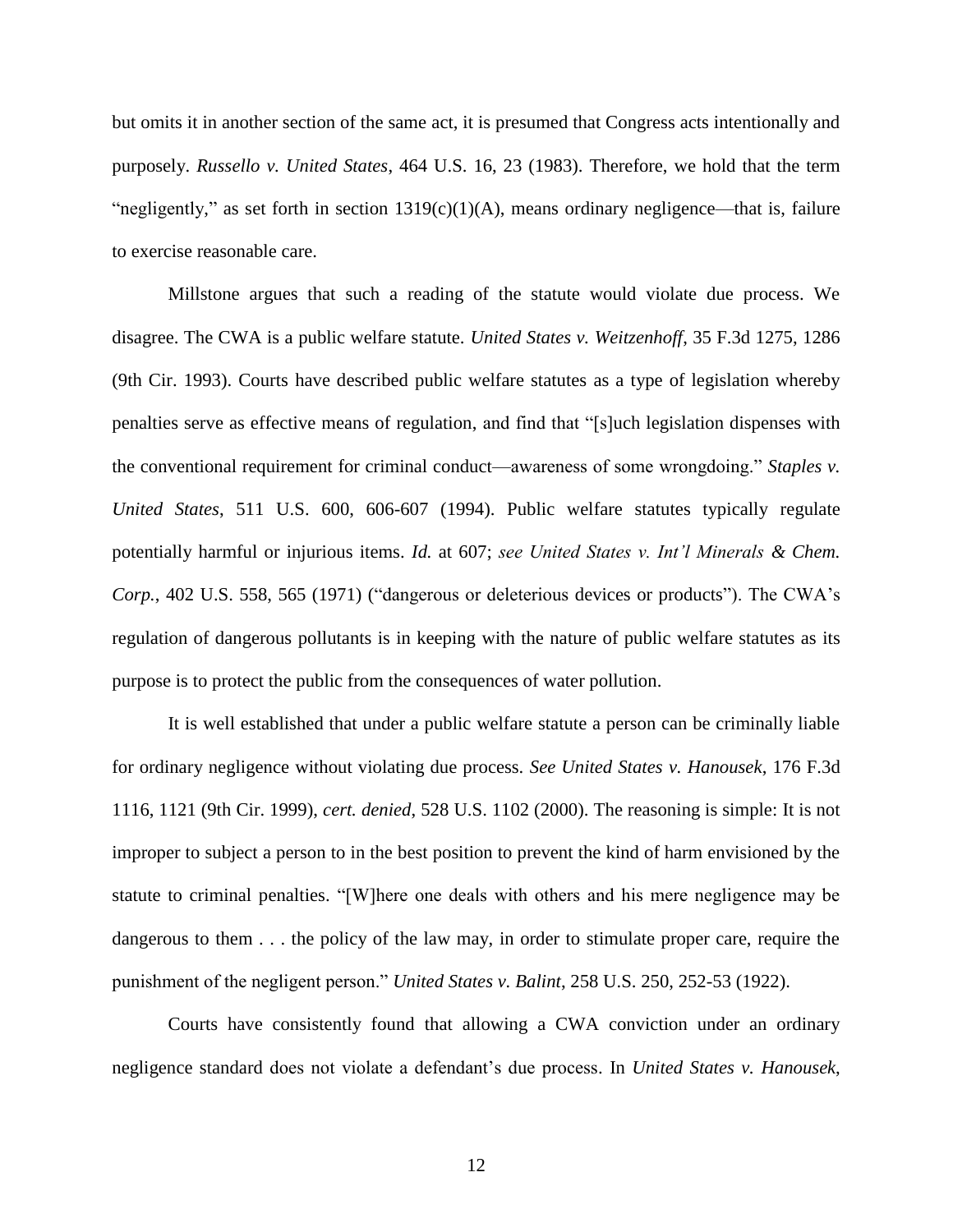but omits it in another section of the same act, it is presumed that Congress acts intentionally and purposely. *Russello v. United States*, 464 U.S. 16, 23 (1983). Therefore, we hold that the term "negligently," as set forth in section 1319(c)(1)(A), means ordinary negligence—that is, failure to exercise reasonable care.

Millstone argues that such a reading of the statute would violate due process. We disagree. The CWA is a public welfare statute. *United States v. Weitzenhoff*, 35 F.3d 1275, 1286 (9th Cir. 1993). Courts have described public welfare statutes as a type of legislation whereby penalties serve as effective means of regulation, and find that "[s]uch legislation dispenses with the conventional requirement for criminal conduct—awareness of some wrongdoing." *Staples v. United States*, 511 U.S. 600, 606-607 (1994). Public welfare statutes typically regulate potentially harmful or injurious items. *Id.* at 607; *see United States v. Int'l Minerals & Chem. Corp.*, 402 U.S. 558, 565 (1971) ("dangerous or deleterious devices or products"). The CWA's regulation of dangerous pollutants is in keeping with the nature of public welfare statutes as its purpose is to protect the public from the consequences of water pollution.

It is well established that under a public welfare statute a person can be criminally liable for ordinary negligence without violating due process. *See United States v. Hanousek*, 176 F.3d 1116, 1121 (9th Cir. 1999), *cert. denied*, 528 U.S. 1102 (2000). The reasoning is simple: It is not improper to subject a person to in the best position to prevent the kind of harm envisioned by the statute to criminal penalties. "[W]here one deals with others and his mere negligence may be dangerous to them . . . the policy of the law may, in order to stimulate proper care, require the punishment of the negligent person." *United States v. Balint*, 258 U.S. 250, 252-53 (1922).

Courts have consistently found that allowing a CWA conviction under an ordinary negligence standard does not violate a defendant's due process. In *United States v. Hanousek*,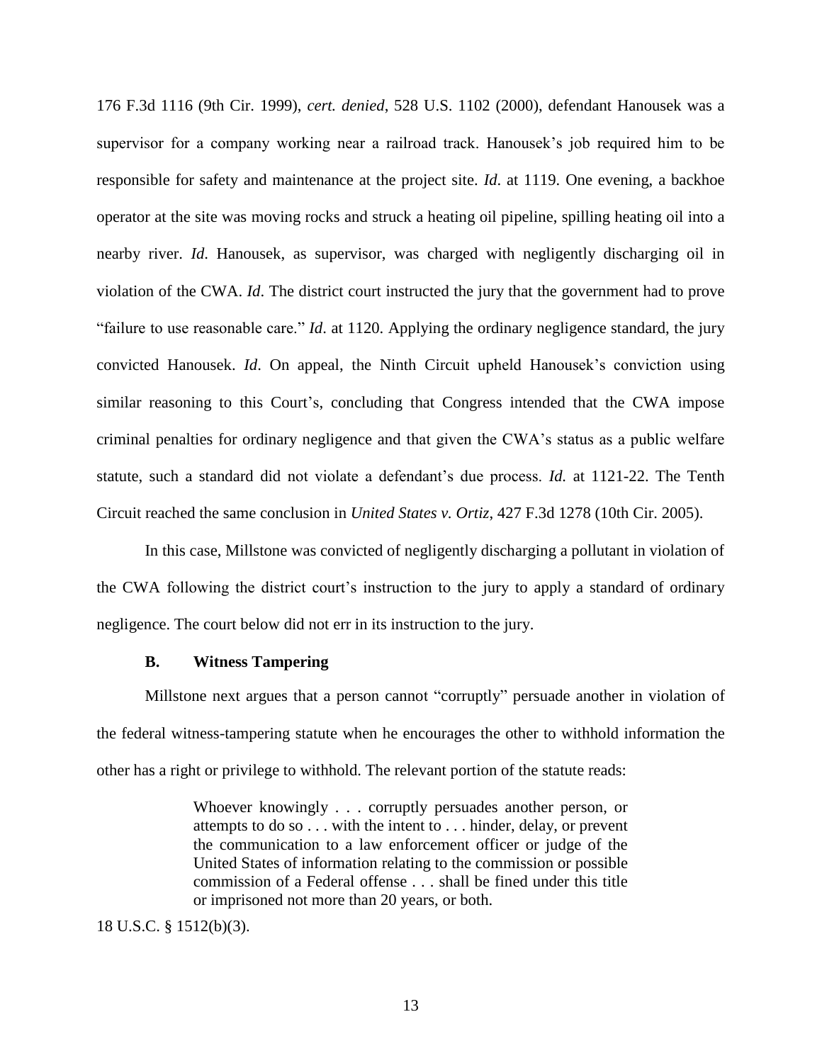176 F.3d 1116 (9th Cir. 1999), *cert. denied*, 528 U.S. 1102 (2000), defendant Hanousek was a supervisor for a company working near a railroad track. Hanousek's job required him to be responsible for safety and maintenance at the project site. *Id*. at 1119. One evening, a backhoe operator at the site was moving rocks and struck a heating oil pipeline, spilling heating oil into a nearby river. *Id*. Hanousek, as supervisor, was charged with negligently discharging oil in violation of the CWA. *Id*. The district court instructed the jury that the government had to prove "failure to use reasonable care." *Id*. at 1120. Applying the ordinary negligence standard, the jury convicted Hanousek. *Id*. On appeal, the Ninth Circuit upheld Hanousek's conviction using similar reasoning to this Court's, concluding that Congress intended that the CWA impose criminal penalties for ordinary negligence and that given the CWA's status as a public welfare statute, such a standard did not violate a defendant's due process. *Id.* at 1121-22. The Tenth Circuit reached the same conclusion in *United States v. Ortiz*, 427 F.3d 1278 (10th Cir. 2005).

In this case, Millstone was convicted of negligently discharging a pollutant in violation of the CWA following the district court's instruction to the jury to apply a standard of ordinary negligence. The court below did not err in its instruction to the jury.

### B. Witness Tampering

Millstone next argues that a person cannot "corruptly" persuade another in violation of the federal witness-tampering statute when he encourages the other to withhold information the other has a right or privilege to withhold. The relevant portion of the statute reads:

> Whoever knowingly . . . corruptly persuades another person, or attempts to do so . . . with the intent to . . . hinder, delay, or prevent the communication to a law enforcement officer or judge of the United States of information relating to the commission or possible commission of a Federal offense . . . shall be fined under this title or imprisoned not more than 20 years, or both.

18 U.S.C. § 1512(b)(3).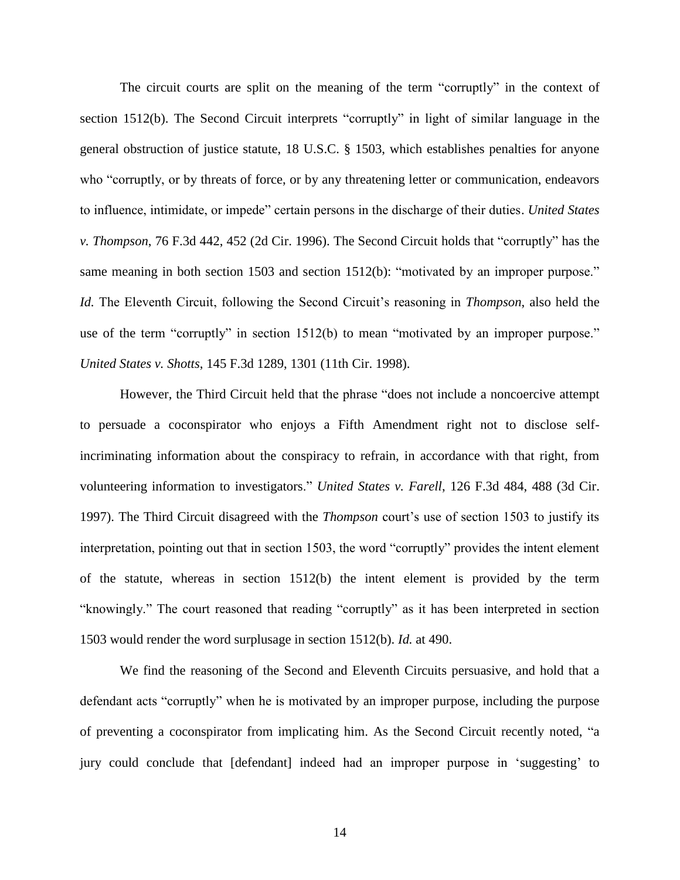The circuit courts are split on the meaning of the term "corruptly" in the context of section 1512(b). The Second Circuit interprets "corruptly" in light of similar language in the general obstruction of justice statute, 18 U.S.C. § 1503, which establishes penalties for anyone who "corruptly, or by threats of force, or by any threatening letter or communication, endeavors to influence, intimidate, or impede" certain persons in the discharge of their duties. *United States v. Thompson*, 76 F.3d 442, 452 (2d Cir. 1996). The Second Circuit holds that "corruptly" has the same meaning in both section 1503 and section 1512(b): "motivated by an improper purpose." *Id.* The Eleventh Circuit, following the Second Circuit's reasoning in *Thompson*, also held the use of the term "corruptly" in section 1512(b) to mean "motivated by an improper purpose." *United States v. Shotts*, 145 F.3d 1289, 1301 (11th Cir. 1998).

However, the Third Circuit held that the phrase "does not include a noncoercive attempt to persuade a coconspirator who enjoys a Fifth Amendment right not to disclose self-incriminating information about the conspiracy to refrain, in accordance with that right, from volunteering information to investigators." *United States v. Farell*, 126 F.3d 484, 488 (3d Cir. 1997). The Third Circuit disagreed with the *Thompson* court's use of section 1503 to justify its interpretation, pointing out that in section 1503, the word "corruptly" provides the intent element of the statute, whereas in section 1512(b) the intent element is provided by the term "knowingly." The court reasoned that reading "corruptly" as it has been interpreted in section 1503 would render the word surplusage in section 1512(b). *Id.* at 490.

We find the reasoning of the Second and Eleventh Circuits persuasive, and hold that a defendant acts "corruptly" when he is motivated by an improper purpose, including the purpose of preventing a coconspirator from implicating him. As the Second Circuit recently noted, "a jury could conclude that [defendant] indeed had an improper purpose in 'suggesting' to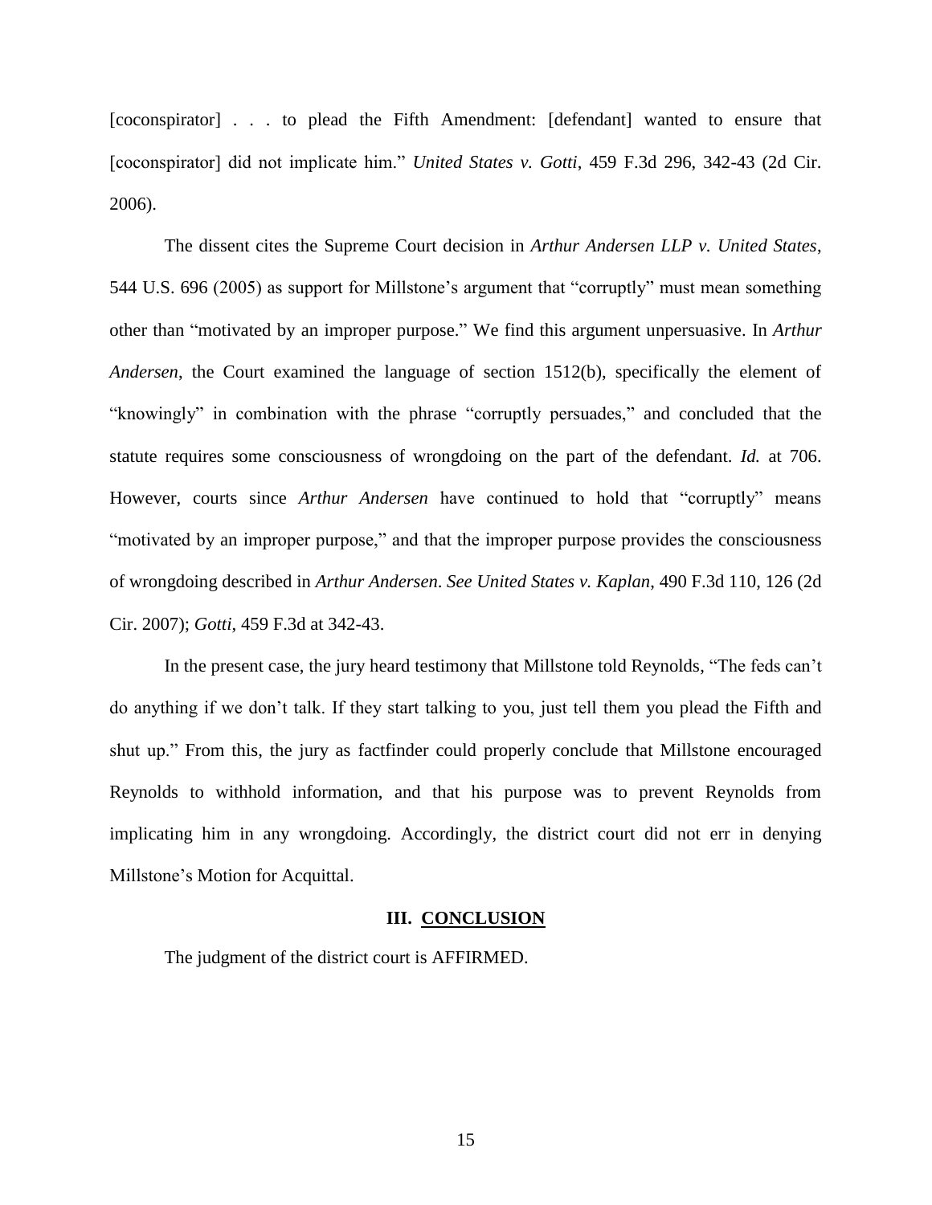[coconspirator] . . . to plead the Fifth Amendment: [defendant] wanted to ensure that [coconspirator] did not implicate him." *United States v. Gotti*, 459 F.3d 296, 342-43 (2d Cir. 2006).

The dissent cites the Supreme Court decision in *Arthur Andersen LLP v. United States*, 544 U.S. 696 (2005) as support for Millstone's argument that "corruptly" must mean something other than "motivated by an improper purpose." We find this argument unpersuasive. In *Arthur Andersen*, the Court examined the language of section 1512(b), specifically the element of "knowingly" in combination with the phrase "corruptly persuades," and concluded that the statute requires some consciousness of wrongdoing on the part of the defendant. *Id.* at 706. However, courts since *Arthur Andersen* have continued to hold that "corruptly" means "motivated by an improper purpose," and that the improper purpose provides the consciousness of wrongdoing described in *Arthur Andersen*. *See United States v. Kaplan*, 490 F.3d 110, 126 (2d Cir. 2007); *Gotti*, 459 F.3d at 342-43.

In the present case, the jury heard testimony that Millstone told Reynolds, "The feds can't do anything if we don't talk. If they start talking to you, just tell them you plead the Fifth and shut up." From this, the jury as factfinder could properly conclude that Millstone encouraged Reynolds to withhold information, and that his purpose was to prevent Reynolds from implicating him in any wrongdoing. Accordingly, the district court did not err in denying Millstone's Motion for Acquittal.

## III. CONCLUSION

The judgment of the district court is AFFIRMED.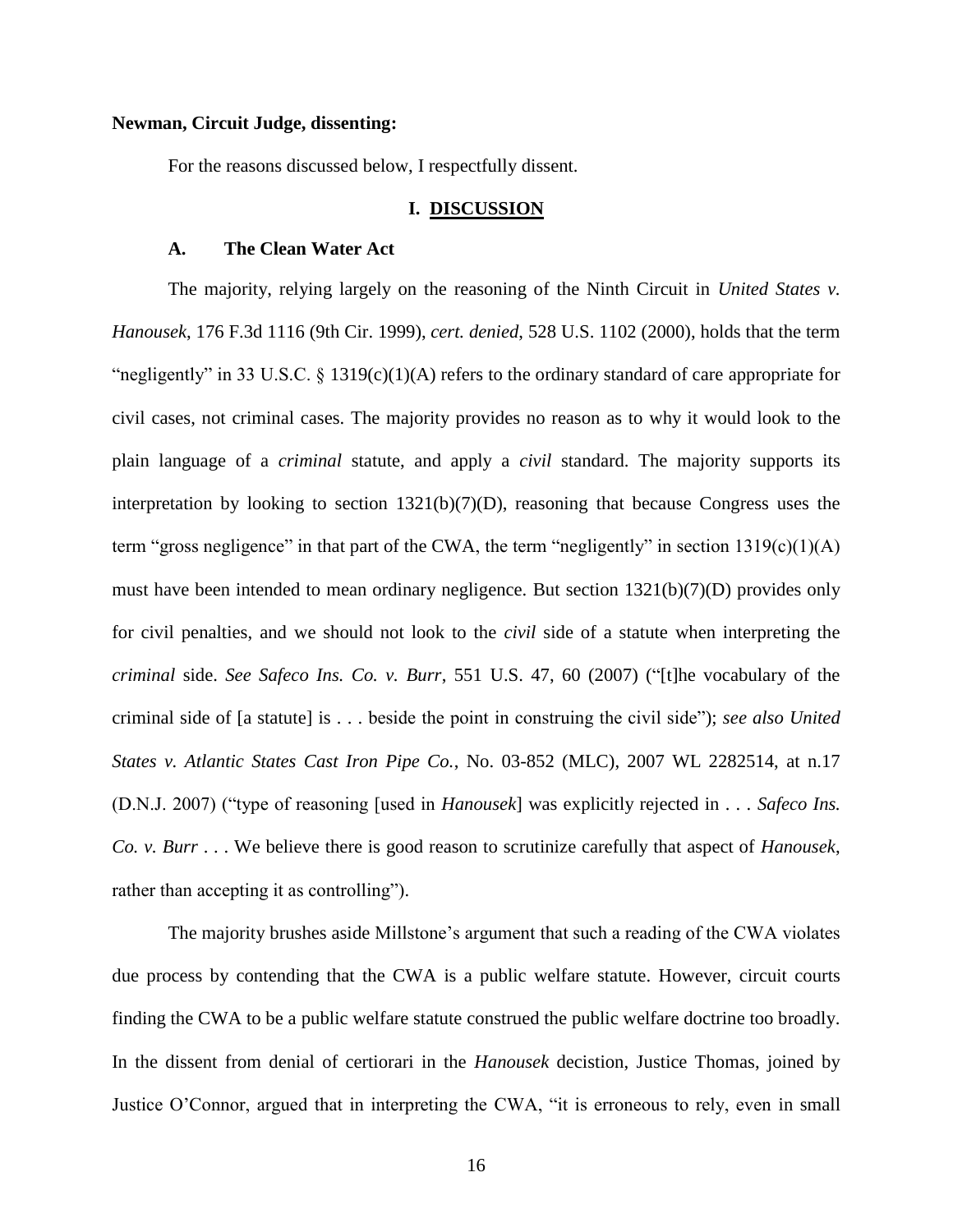**Newman, Circuit Judge, dissenting:**

For the reasons discussed below, I respectfully dissent.

## I. DISCUSSION

### A. The Clean Water Act

The majority, relying largely on the reasoning of the Ninth Circuit in *United States v. Hanousek*, 176 F.3d 1116 (9th Cir. 1999), *cert. denied*, 528 U.S. 1102 (2000), holds that the term "negligently" in 33 U.S.C. § 1319(c)(1)(A) refers to the ordinary standard of care appropriate for civil cases, not criminal cases. The majority provides no reason as to why it would look to the plain language of a *criminal* statute, and apply a *civil* standard. The majority supports its interpretation by looking to section 1321(b)(7)(D), reasoning that because Congress uses the term "gross negligence" in that part of the CWA, the term "negligently" in section 1319(c)(1)(A) must have been intended to mean ordinary negligence. But section 1321(b)(7)(D) provides only for civil penalties, and we should not look to the *civil* side of a statute when interpreting the *criminal* side. *See Safeco Ins. Co. v. Burr*, 551 U.S. 47, 60 (2007) ("[t]he vocabulary of the criminal side of [a statute] is . . . beside the point in construing the civil side"); *see also United States v. Atlantic States Cast Iron Pipe Co.*, No. 03-852 (MLC), 2007 WL 2282514, at n.17 (D.N.J. 2007) ("type of reasoning [used in *Hanousek*] was explicitly rejected in . . . *Safeco Ins. Co. v. Burr* . . . We believe there is good reason to scrutinize carefully that aspect of *Hanousek*, rather than accepting it as controlling").

The majority brushes aside Millstone's argument that such a reading of the CWA violates due process by contending that the CWA is a public welfare statute. However, circuit courts finding the CWA to be a public welfare statute construed the public welfare doctrine too broadly. In the dissent from denial of certiorari in the *Hanousek* decistion, Justice Thomas, joined by Justice O'Connor, argued that in interpreting the CWA, "it is erroneous to rely, even in small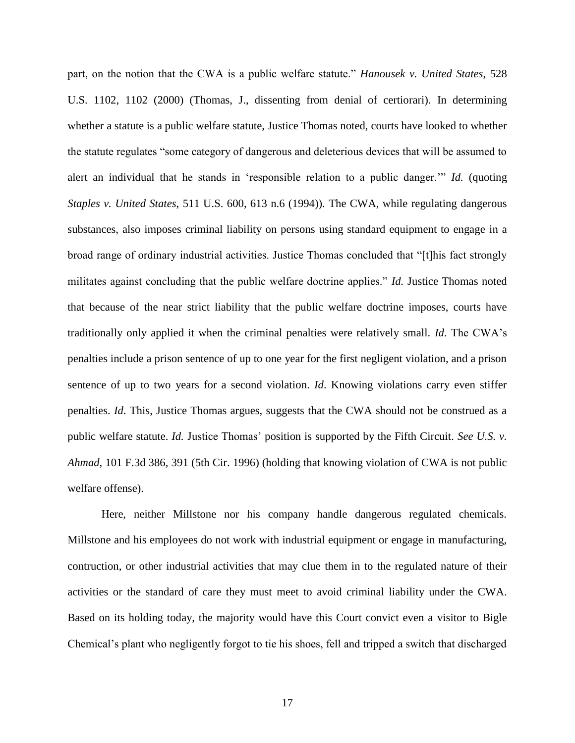part, on the notion that the CWA is a public welfare statute." *Hanousek v. United States*, 528 U.S. 1102, 1102 (2000) (Thomas, J., dissenting from denial of certiorari). In determining whether a statute is a public welfare statute, Justice Thomas noted, courts have looked to whether the statute regulates "some category of dangerous and deleterious devices that will be assumed to alert an individual that he stands in 'responsible relation to a public danger.'" *Id.* (quoting *Staples v. United States*, 511 U.S. 600, 613 n.6 (1994)). The CWA, while regulating dangerous substances, also imposes criminal liability on persons using standard equipment to engage in a broad range of ordinary industrial activities. Justice Thomas concluded that "[t]his fact strongly militates against concluding that the public welfare doctrine applies." *Id.* Justice Thomas noted that because of the near strict liability that the public welfare doctrine imposes, courts have traditionally only applied it when the criminal penalties were relatively small. *Id*. The CWA's penalties include a prison sentence of up to one year for the first negligent violation, and a prison sentence of up to two years for a second violation. *Id*. Knowing violations carry even stiffer penalties. *Id*. This, Justice Thomas argues, suggests that the CWA should not be construed as a public welfare statute. *Id.* Justice Thomas' position is supported by the Fifth Circuit. *See U.S. v. Ahmad*, 101 F.3d 386, 391 (5th Cir. 1996) (holding that knowing violation of CWA is not public welfare offense).

Here, neither Millstone nor his company handle dangerous regulated chemicals. Millstone and his employees do not work with industrial equipment or engage in manufacturing, contruction, or other industrial activities that may clue them in to the regulated nature of their activities or the standard of care they must meet to avoid criminal liability under the CWA. Based on its holding today, the majority would have this Court convict even a visitor to Bigle Chemical's plant who negligently forgot to tie his shoes, fell and tripped a switch that discharged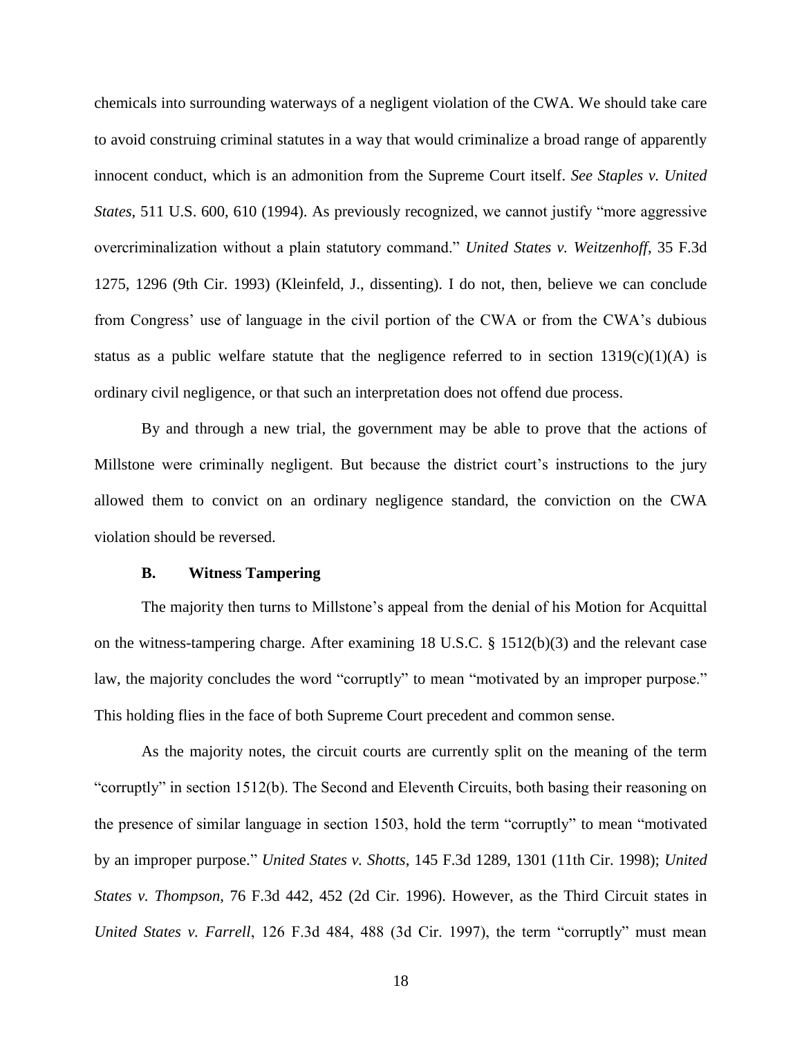chemicals into surrounding waterways of a negligent violation of the CWA. We should take care to avoid construing criminal statutes in a way that would criminalize a broad range of apparently innocent conduct, which is an admonition from the Supreme Court itself. *See Staples v. United States*, 511 U.S. 600, 610 (1994). As previously recognized, we cannot justify "more aggressive overcriminalization without a plain statutory command." *United States v. Weitzenhoff*, 35 F.3d 1275, 1296 (9th Cir. 1993) (Kleinfeld, J., dissenting). I do not, then, believe we can conclude from Congress' use of language in the civil portion of the CWA or from the CWA's dubious status as a public welfare statute that the negligence referred to in section 1319(c)(1)(A) is ordinary civil negligence, or that such an interpretation does not offend due process.

By and through a new trial, the government may be able to prove that the actions of Millstone were criminally negligent. But because the district court's instructions to the jury allowed them to convict on an ordinary negligence standard, the conviction on the CWA violation should be reversed.

### B. Witness Tampering

The majority then turns to Millstone's appeal from the denial of his Motion for Acquittal on the witness-tampering charge. After examining 18 U.S.C. § 1512(b)(3) and the relevant case law, the majority concludes the word "corruptly" to mean "motivated by an improper purpose." This holding flies in the face of both Supreme Court precedent and common sense.

As the majority notes, the circuit courts are currently split on the meaning of the term "corruptly" in section 1512(b). The Second and Eleventh Circuits, both basing their reasoning on the presence of similar language in section 1503, hold the term "corruptly" to mean "motivated by an improper purpose." *United States v. Shotts*, 145 F.3d 1289, 1301 (11th Cir. 1998); *United States v. Thompson*, 76 F.3d 442, 452 (2d Cir. 1996). However, as the Third Circuit states in *United States v. Farrell*, 126 F.3d 484, 488 (3d Cir. 1997), the term "corruptly" must mean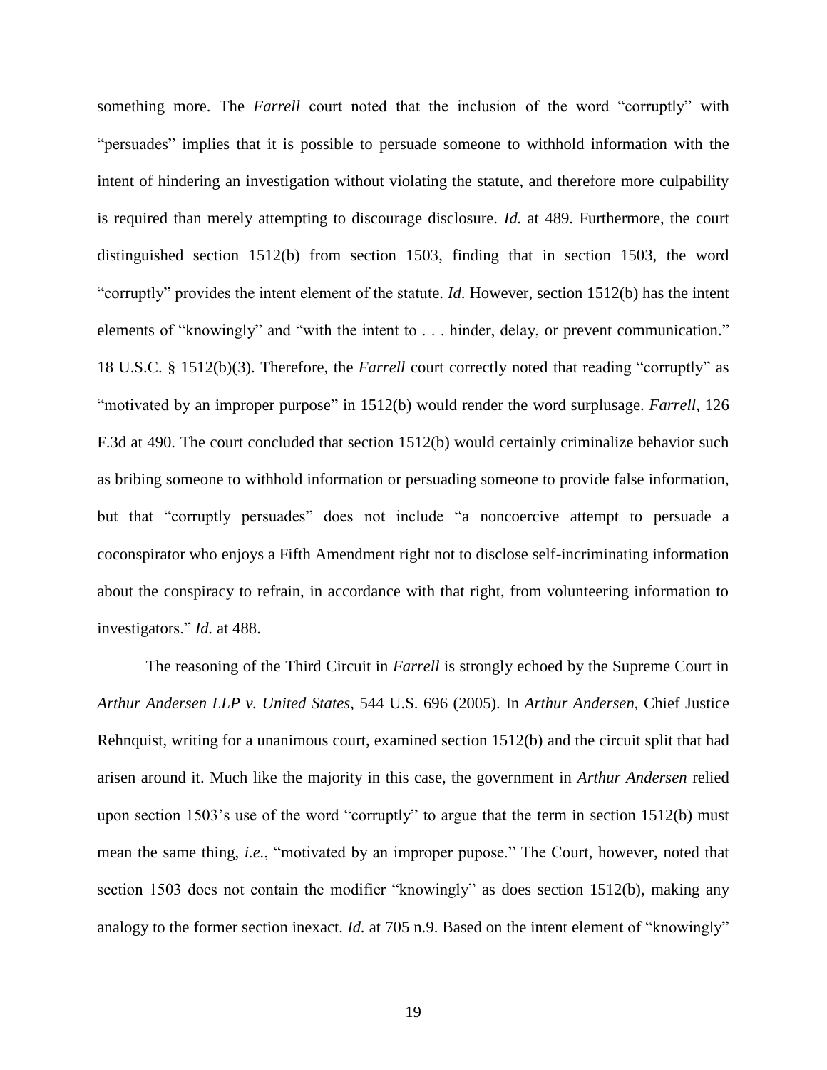something more. The *Farrell* court noted that the inclusion of the word "corruptly" with "persuades" implies that it is possible to persuade someone to withhold information with the intent of hindering an investigation without violating the statute, and therefore more culpability is required than merely attempting to discourage disclosure. *Id.* at 489. Furthermore, the court distinguished section 1512(b) from section 1503, finding that in section 1503, the word "corruptly" provides the intent element of the statute. *Id*. However, section 1512(b) has the intent elements of "knowingly" and "with the intent to . . . hinder, delay, or prevent communication." 18 U.S.C. § 1512(b)(3). Therefore, the *Farrell* court correctly noted that reading "corruptly" as "motivated by an improper purpose" in 1512(b) would render the word surplusage. *Farrell*, 126 F.3d at 490. The court concluded that section 1512(b) would certainly criminalize behavior such as bribing someone to withhold information or persuading someone to provide false information, but that "corruptly persuades" does not include "a noncoercive attempt to persuade a coconspirator who enjoys a Fifth Amendment right not to disclose self-incriminating information about the conspiracy to refrain, in accordance with that right, from volunteering information to investigators." *Id.* at 488.

The reasoning of the Third Circuit in *Farrell* is strongly echoed by the Supreme Court in *Arthur Andersen LLP v. United States*, 544 U.S. 696 (2005). In *Arthur Andersen*, Chief Justice Rehnquist, writing for a unanimous court, examined section 1512(b) and the circuit split that had arisen around it. Much like the majority in this case, the government in *Arthur Andersen* relied upon section 1503's use of the word "corruptly" to argue that the term in section 1512(b) must mean the same thing, *i.e.*, "motivated by an improper pupose." The Court, however, noted that section 1503 does not contain the modifier "knowingly" as does section 1512(b), making any analogy to the former section inexact. *Id.* at 705 n.9. Based on the intent element of "knowingly"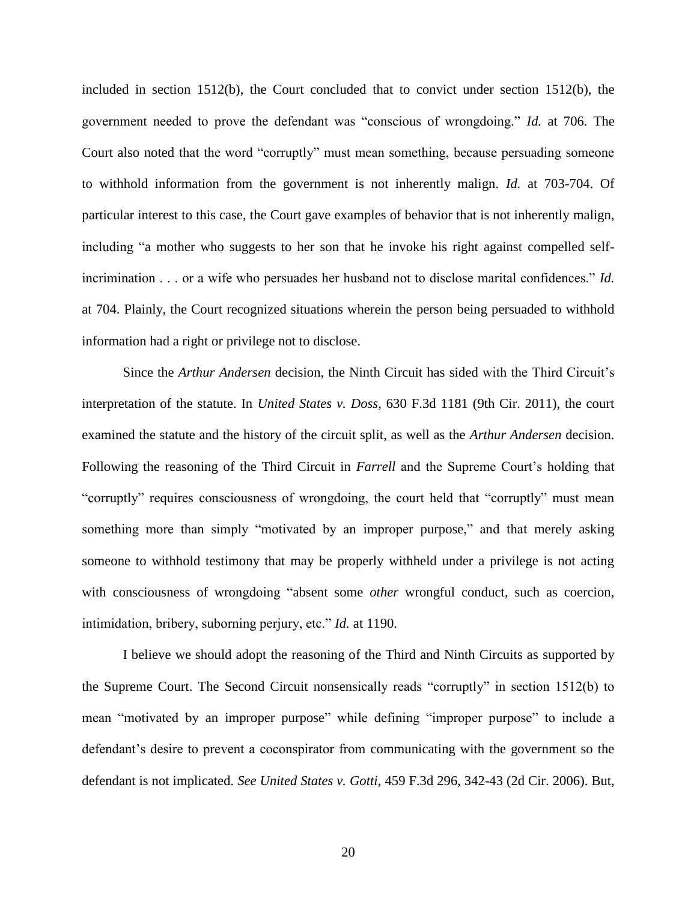included in section 1512(b), the Court concluded that to convict under section 1512(b), the government needed to prove the defendant was "conscious of wrongdoing." *Id.* at 706. The Court also noted that the word "corruptly" must mean something, because persuading someone to withhold information from the government is not inherently malign. *Id.* at 703-704. Of particular interest to this case, the Court gave examples of behavior that is not inherently malign, including "a mother who suggests to her son that he invoke his right against compelled self-incrimination . . . or a wife who persuades her husband not to disclose marital confidences." *Id.* at 704. Plainly, the Court recognized situations wherein the person being persuaded to withhold information had a right or privilege not to disclose.

Since the *Arthur Andersen* decision, the Ninth Circuit has sided with the Third Circuit's interpretation of the statute. In *United States v. Doss*, 630 F.3d 1181 (9th Cir. 2011), the court examined the statute and the history of the circuit split, as well as the *Arthur Andersen* decision. Following the reasoning of the Third Circuit in *Farrell* and the Supreme Court's holding that "corruptly" requires consciousness of wrongdoing, the court held that "corruptly" must mean something more than simply "motivated by an improper purpose," and that merely asking someone to withhold testimony that may be properly withheld under a privilege is not acting with consciousness of wrongdoing "absent some *other* wrongful conduct, such as coercion, intimidation, bribery, suborning perjury, etc." *Id.* at 1190.

I believe we should adopt the reasoning of the Third and Ninth Circuits as supported by the Supreme Court. The Second Circuit nonsensically reads "corruptly" in section 1512(b) to mean "motivated by an improper purpose" while defining "improper purpose" to include a defendant's desire to prevent a coconspirator from communicating with the government so the defendant is not implicated. *See United States v. Gotti*, 459 F.3d 296, 342-43 (2d Cir. 2006). But,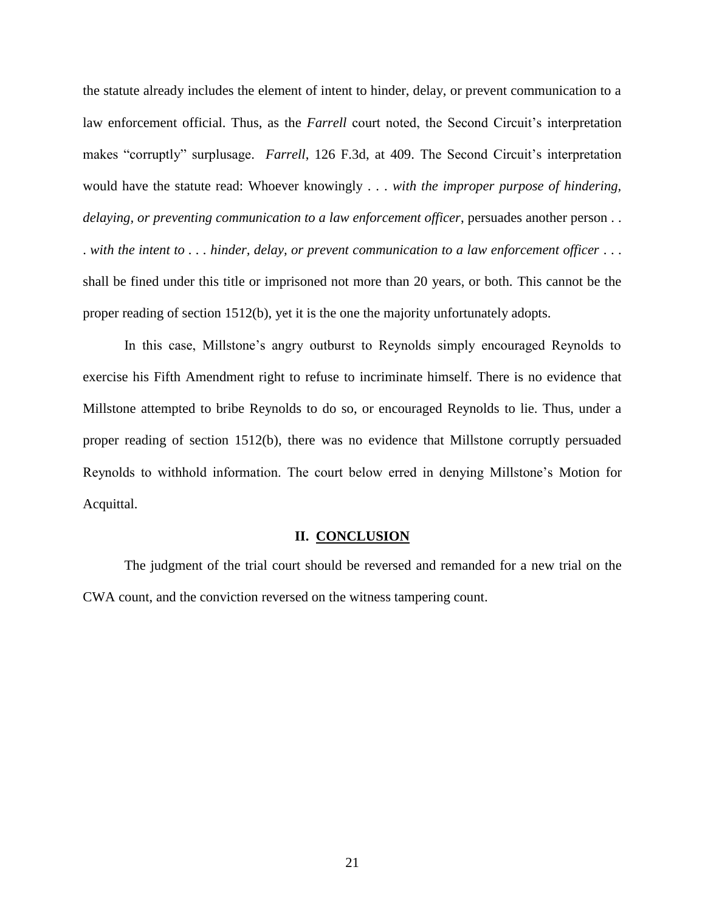the statute already includes the element of intent to hinder, delay, or prevent communication to a law enforcement official. Thus, as the *Farrell* court noted, the Second Circuit's interpretation makes "corruptly" surplusage. *Farrell*, 126 F.3d, at 409. The Second Circuit's interpretation would have the statute read: Whoever knowingly . . . *with the improper purpose of hindering, delaying, or preventing communication to a law enforcement officer*, persuades another person . . . *with the intent to* . . . *hinder, delay, or prevent communication to a law enforcement officer* . . . shall be fined under this title or imprisoned not more than 20 years, or both. This cannot be the proper reading of section 1512(b), yet it is the one the majority unfortunately adopts.

In this case, Millstone's angry outburst to Reynolds simply encouraged Reynolds to exercise his Fifth Amendment right to refuse to incriminate himself. There is no evidence that Millstone attempted to bribe Reynolds to do so, or encouraged Reynolds to lie. Thus, under a proper reading of section 1512(b), there was no evidence that Millstone corruptly persuaded Reynolds to withhold information. The court below erred in denying Millstone's Motion for Acquittal.

## II. CONCLUSION

The judgment of the trial court should be reversed and remanded for a new trial on the CWA count, and the conviction reversed on the witness tampering count.